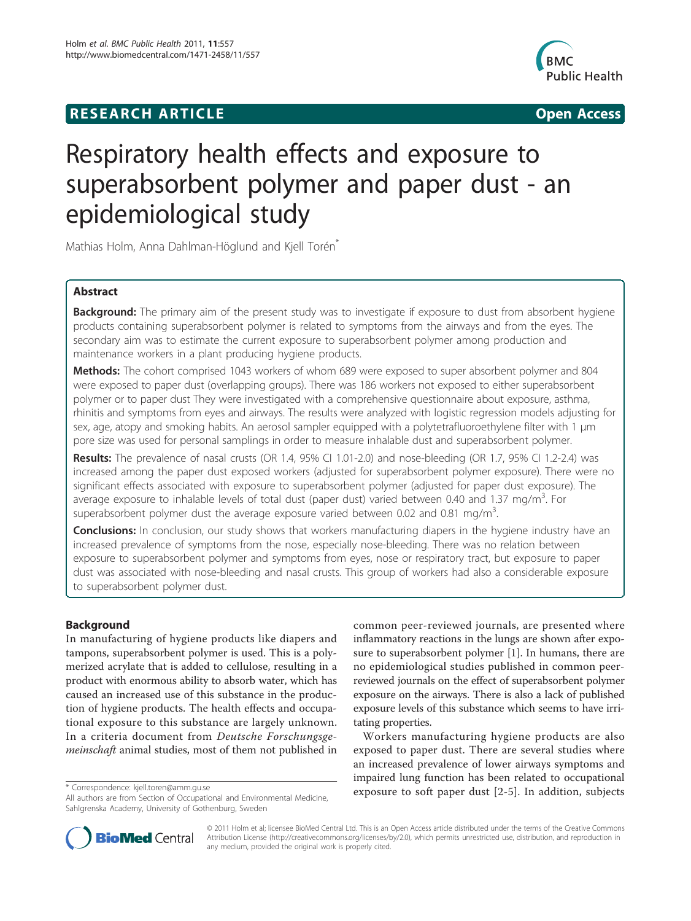**RESEARCH ARTICLE** **Open Access**

# Respiratory health effects and exposure to superabsorbent polymer and paper dust - an epidemiological study

Mathias Holm, Anna Dahlman-Höglund and Kjell Torén*

## Abstract

**Background:** The primary aim of the present study was to investigate if exposure to dust from absorbent hygiene products containing superabsorbent polymer is related to symptoms from the airways and from the eyes. The secondary aim was to estimate the current exposure to superabsorbent polymer among production and maintenance workers in a plant producing hygiene products.

**Methods:** The cohort comprised 1043 workers of whom 689 were exposed to super absorbent polymer and 804 were exposed to paper dust (overlapping groups). There was 186 workers not exposed to either superabsorbent polymer or to paper dust They were investigated with a comprehensive questionnaire about exposure, asthma, rhinitis and symptoms from eyes and airways. The results were analyzed with logistic regression models adjusting for sex, age, atopy and smoking habits. An aerosol sampler equipped with a polytetrafluoroethylene filter with 1 μm pore size was used for personal samplings in order to measure inhalable dust and superabsorbent polymer.

**Results:** The prevalence of nasal crusts (OR 1.4, 95% CI 1.01-2.0) and nose-bleeding (OR 1.7, 95% CI 1.2-2.4) was increased among the paper dust exposed workers (adjusted for superabsorbent polymer exposure). There were no significant effects associated with exposure to superabsorbent polymer (adjusted for paper dust exposure). The average exposure to inhalable levels of total dust (paper dust) varied between 0.40 and 1.37 mg/m$^3$. For superabsorbent polymer dust the average exposure varied between 0.02 and 0.81 mg/m$^3$.

**Conclusions:** In conclusion, our study shows that workers manufacturing diapers in the hygiene industry have an increased prevalence of symptoms from the nose, especially nose-bleeding. There was no relation between exposure to superabsorbent polymer and symptoms from eyes, nose or respiratory tract, but exposure to paper dust was associated with nose-bleeding and nasal crusts. This group of workers had also a considerable exposure to superabsorbent polymer dust.

## Background

In manufacturing of hygiene products like diapers and tampons, superabsorbent polymer is used. This is a polymerized acrylate that is added to cellulose, resulting in a product with enormous ability to absorb water, which has caused an increased use of this substance in the production of hygiene products. The health effects and occupational exposure to this substance are largely unknown. In a criteria document from *Deutsche Forschungsgemeinschaft* animal studies, most of them not published in common peer-reviewed journals, are presented where inflammatory reactions in the lungs are shown after exposure to superabsorbent polymer [1]. In humans, there are no epidemiological studies published in common peer-reviewed journals on the effect of superabsorbent polymer exposure on the airways. There is also a lack of published exposure levels of this substance which seems to have irritating properties.

Workers manufacturing hygiene products are also exposed to paper dust. There are several studies where an increased prevalence of lower airways symptoms and impaired lung function has been related to occupational exposure to soft paper dust [2-5]. In addition, subjects

\* Correspondence: kjell.toren@amm.gu.se
All authors are from Section of Occupational and Environmental Medicine, Sahlgrenska Academy, University of Gothenburg, Sweden

© 2011 Holm et al; licensee BioMed Central Ltd. This is an Open Access article distributed under the terms of the Creative Commons Attribution License (http://creativecommons.org/licenses/by/2.0), which permits unrestricted use, distribution, and reproduction in any medium, provided the original work is properly cited.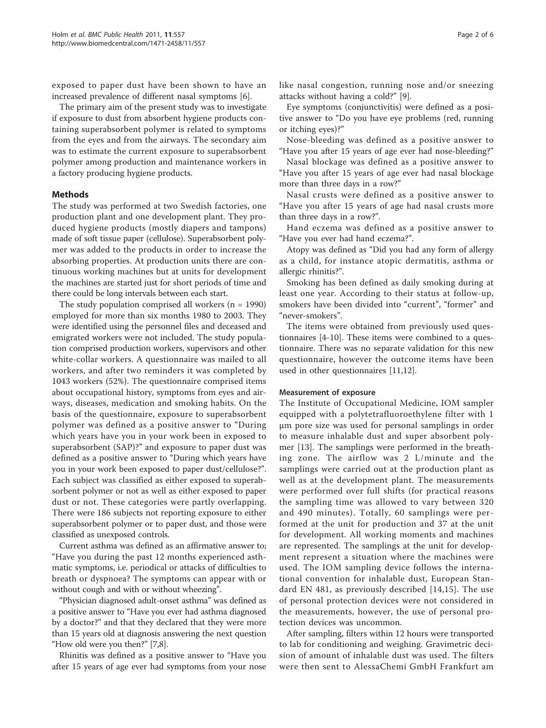exposed to paper dust have been shown to have an increased prevalence of different nasal symptoms [6].

The primary aim of the present study was to investigate if exposure to dust from absorbent hygiene products containing superabsorbent polymer is related to symptoms from the eyes and from the airways. The secondary aim was to estimate the current exposure to superabsorbent polymer among production and maintenance workers in a factory producing hygiene products.

## Methods

The study was performed at two Swedish factories, one production plant and one development plant. They produced hygiene products (mostly diapers and tampons) made of soft tissue paper (cellulose). Superabsorbent polymer was added to the products in order to increase the absorbing properties. At production units there are continuous working machines but at units for development the machines are started just for short periods of time and there could be long intervals between each start.

The study population comprised all workers (n = 1990) employed for more than six months 1980 to 2003. They were identified using the personnel files and deceased and emigrated workers were not included. The study population comprised production workers, supervisors and other white-collar workers. A questionnaire was mailed to all workers, and after two reminders it was completed by 1043 workers (52%). The questionnaire comprised items about occupational history, symptoms from eyes and airways, diseases, medication and smoking habits. On the basis of the questionnaire, exposure to superabsorbent polymer was defined as a positive answer to "During which years have you in your work been in exposed to superabsorbent (SAP)?" and exposure to paper dust was defined as a positive answer to "During which years have you in your work been exposed to paper dust/cellulose?". Each subject was classified as either exposed to superabsorbent polymer or not as well as either exposed to paper dust or not. These categories were partly overlapping. There were 186 subjects not reporting exposure to either superabsorbent polymer or to paper dust, and those were classified as unexposed controls.

Current asthma was defined as an affirmative answer to; "Have you during the past 12 months experienced asthmatic symptoms, i.e. periodical or attacks of difficulties to breath or dyspnoea? The symptoms can appear with or without cough and with or without wheezing".

"Physician diagnosed adult-onset asthma" was defined as a positive answer to "Have you ever had asthma diagnosed by a doctor?" and that they declared that they were more than 15 years old at diagnosis answering the next question "How old were you then?" [7,8].

Rhinitis was defined as a positive answer to "Have you after 15 years of age ever had symptoms from your nose like nasal congestion, running nose and/or sneezing attacks without having a cold?" [9].

Eye symptoms (conjunctivitis) were defined as a positive answer to "Do you have eye problems (red, running or itching eyes)?"

Nose-bleeding was defined as a positive answer to "Have you after 15 years of age ever had nose-bleeding?"

Nasal blockage was defined as a positive answer to "Have you after 15 years of age ever had nasal blockage more than three days in a row?"

Nasal crusts were defined as a positive answer to "Have you after 15 years of age had nasal crusts more than three days in a row?".

Hand eczema was defined as a positive answer to "Have you ever had hand eczema?".

Atopy was defined as "Did you had any form of allergy as a child, for instance atopic dermatitis, asthma or allergic rhinitis?".

Smoking has been defined as daily smoking during at least one year. According to their status at follow-up, smokers have been divided into "current", "former" and "never-smokers".

The items were obtained from previously used questionnaires [4-10]. These items were combined to a questionnaire. There was no separate validation for this new questionnaire, however the outcome items have been used in other questionnaires [11,12].

### Measurement of exposure

The Institute of Occupational Medicine, IOM sampler equipped with a polytetrafluoroethylene filter with 1 μm pore size was used for personal samplings in order to measure inhalable dust and super absorbent polymer [13]. The samplings were performed in the breathing zone. The airflow was 2 L/minute and the samplings were carried out at the production plant as well as at the development plant. The measurements were performed over full shifts (for practical reasons the sampling time was allowed to vary between 320 and 490 minutes). Totally, 60 samplings were performed at the unit for production and 37 at the unit for development. All working moments and machines are represented. The samplings at the unit for development represent a situation where the machines were used. The IOM sampling device follows the international convention for inhalable dust, European Standard EN 481, as previously described [14,15]. The use of personal protection devices were not considered in the measurements, however, the use of personal protection devices was uncommon.

After sampling, filters within 12 hours were transported to lab for conditioning and weighing. Gravimetric decision of amount of inhalable dust was used. The filters were then sent to AlessaChemi GmbH Frankfurt am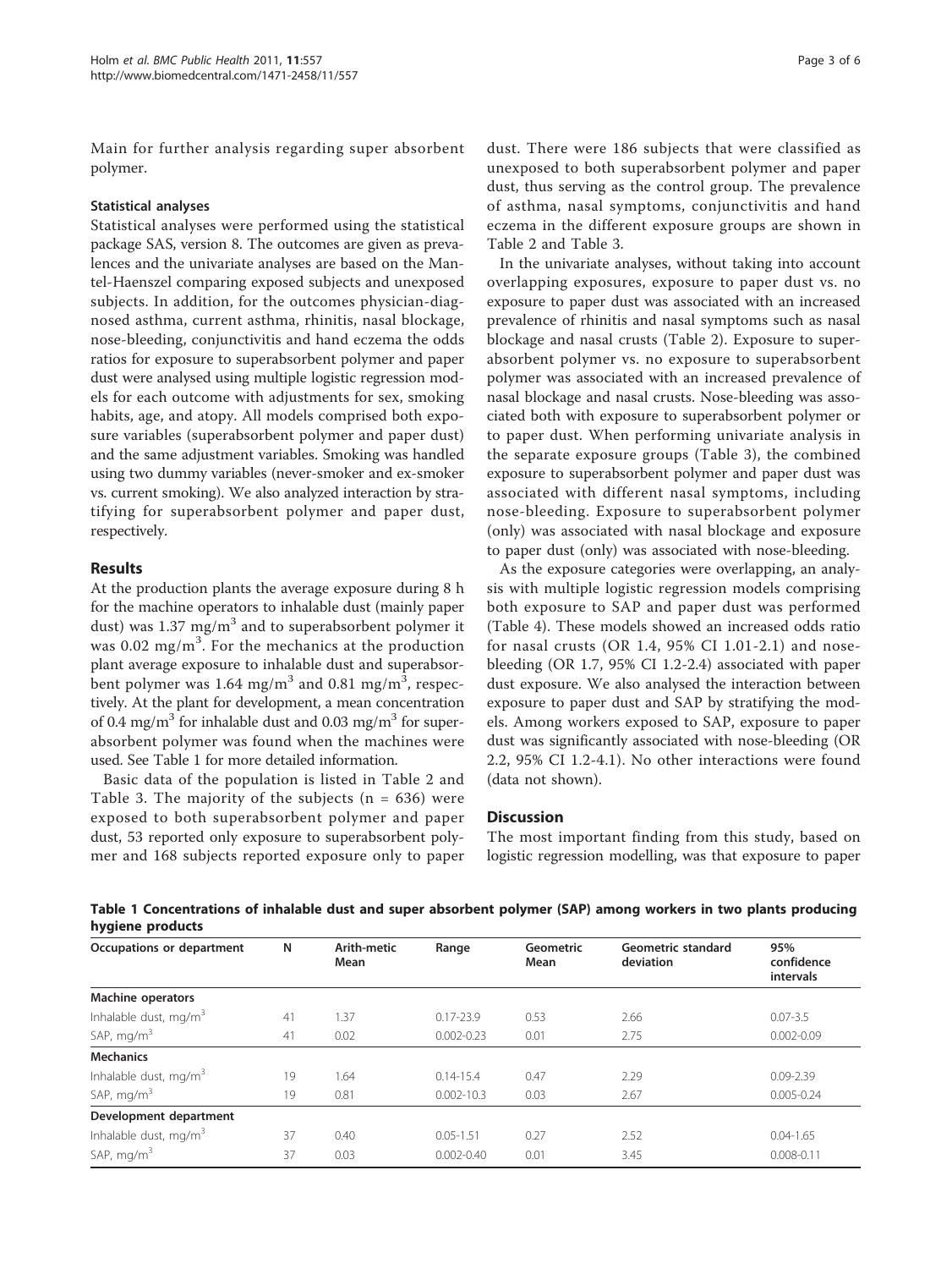Main for further analysis regarding super absorbent polymer.

### Statistical analyses

Statistical analyses were performed using the statistical package SAS, version 8. The outcomes are given as prevalences and the univariate analyses are based on the Mantel-Haenszel comparing exposed subjects and unexposed subjects. In addition, for the outcomes physician-diagnosed asthma, current asthma, rhinitis, nasal blockage, nose-bleeding, conjunctivitis and hand eczema the odds ratios for exposure to superabsorbent polymer and paper dust were analysed using multiple logistic regression models for each outcome with adjustments for sex, smoking habits, age, and atopy. All models comprised both exposure variables (superabsorbent polymer and paper dust) and the same adjustment variables. Smoking was handled using two dummy variables (never-smoker and ex-smoker vs. current smoking). We also analyzed interaction by stratifying for superabsorbent polymer and paper dust, respectively.

## Results

At the production plants the average exposure during 8 h for the machine operators to inhalable dust (mainly paper dust) was 1.37 mg/m$^3$ and to superabsorbent polymer it was 0.02 mg/m$^3$. For the mechanics at the production plant average exposure to inhalable dust and superabsorbent polymer was 1.64 mg/m$^3$ and 0.81 mg/m$^3$, respectively. At the plant for development, a mean concentration of 0.4 mg/m$^3$ for inhalable dust and 0.03 mg/m$^3$ for superabsorbent polymer was found when the machines were used. See Table 1 for more detailed information.

Basic data of the population is listed in Table 2 and Table 3. The majority of the subjects (n = 636) were exposed to both superabsorbent polymer and paper dust, 53 reported only exposure to superabsorbent polymer and 168 subjects reported exposure only to paper dust. There were 186 subjects that were classified as unexposed to both superabsorbent polymer and paper dust, thus serving as the control group. The prevalence of asthma, nasal symptoms, conjunctivitis and hand eczema in the different exposure groups are shown in Table 2 and Table 3.

In the univariate analyses, without taking into account overlapping exposures, exposure to paper dust vs. no exposure to paper dust was associated with an increased prevalence of rhinitis and nasal symptoms such as nasal blockage and nasal crusts (Table 2). Exposure to superabsorbent polymer vs. no exposure to superabsorbent polymer was associated with an increased prevalence of nasal blockage and nasal crusts. Nose-bleeding was associated both with exposure to superabsorbent polymer or to paper dust. When performing univariate analysis in the separate exposure groups (Table 3), the combined exposure to superabsorbent polymer and paper dust was associated with different nasal symptoms, including nose-bleeding. Exposure to superabsorbent polymer (only) was associated with nasal blockage and exposure to paper dust (only) was associated with nose-bleeding.

As the exposure categories were overlapping, an analysis with multiple logistic regression models comprising both exposure to SAP and paper dust was performed (Table 4). These models showed an increased odds ratio for nasal crusts (OR 1.4, 95% CI 1.01-2.1) and nose-bleeding (OR 1.7, 95% CI 1.2-2.4) associated with paper dust exposure. We also analysed the interaction between exposure to paper dust and SAP by stratifying the models. Among workers exposed to SAP, exposure to paper dust was significantly associated with nose-bleeding (OR 2.2, 95% CI 1.2-4.1). No other interactions were found (data not shown).

## Discussion

The most important finding from this study, based on logistic regression modelling, was that exposure to paper

**Table 1 Concentrations of inhalable dust and super absorbent polymer (SAP) among workers in two plants producing hygiene products**

| Occupations or department | N | Arith-metic Mean | Range | Geometric Mean | Geometric standard deviation | 95% confidence intervals |
|---|---|---|---|---|---|---|
| **Machine operators** | | | | | | |
| Inhalable dust, mg/m$^3$ | 41 | 1.37 | 0.17-23.9 | 0.53 | 2.66 | 0.07-3.5 |
| SAP, mg/m$^3$ | 41 | 0.02 | 0.002-0.23 | 0.01 | 2.75 | 0.002-0.09 |
| **Mechanics** | | | | | | |
| Inhalable dust, mg/m$^3$ | 19 | 1.64 | 0.14-15.4 | 0.47 | 2.29 | 0.09-2.39 |
| SAP, mg/m$^3$ | 19 | 0.81 | 0.002-10.3 | 0.03 | 2.67 | 0.005-0.24 |
| **Development department** | | | | | | |
| Inhalable dust, mg/m$^3$ | 37 | 0.40 | 0.05-1.51 | 0.27 | 2.52 | 0.04-1.65 |
| SAP, mg/m$^3$ | 37 | 0.03 | 0.002-0.40 | 0.01 | 3.45 | 0.008-0.11 |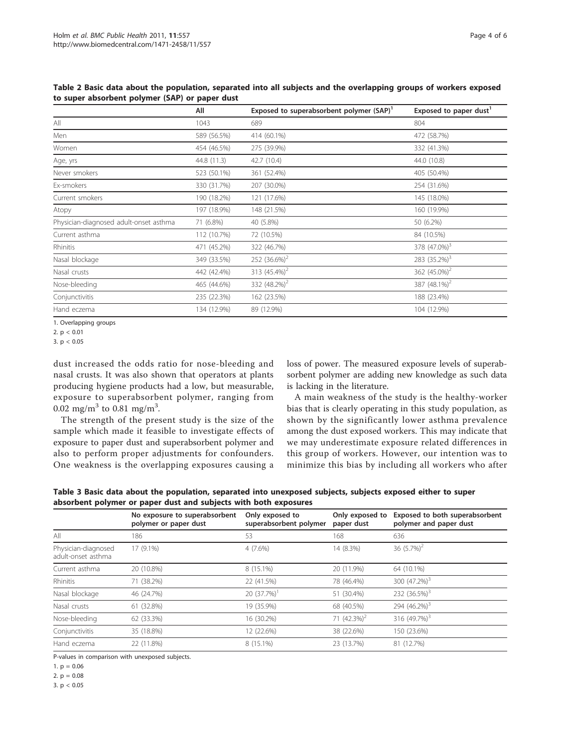**Table 2 Basic data about the population, separated into all subjects and the overlapping groups of workers exposed to super absorbent polymer (SAP) or paper dust**

| | All | Exposed to superabsorbent polymer (SAP)[1] | Exposed to paper dust[1] |
|---|---|---|---|
| All | 1043 | 689 | 804 |
| Men | 589 (56.5%) | 414 (60.1%) | 472 (58.7%) |
| Women | 454 (46.5%) | 275 (39.9%) | 332 (41.3%) |
| Age, yrs | 44.8 (11.3) | 42.7 (10.4) | 44.0 (10.8) |
| Never smokers | 523 (50.1%) | 361 (52.4%) | 405 (50.4%) |
| Ex-smokers | 330 (31.7%) | 207 (30.0%) | 254 (31.6%) |
| Current smokers | 190 (18.2%) | 121 (17.6%) | 145 (18.0%) |
| Atopy | 197 (18.9%) | 148 (21.5%) | 160 (19.9%) |
| Physician-diagnosed adult-onset asthma | 71 (6.8%) | 40 (5.8%) | 50 (6.2%) |
| Current asthma | 112 (10.7%) | 72 (10.5%) | 84 (10.5%) |
| Rhinitis | 471 (45.2%) | 322 (46.7%) | 378 (47.0%)[3] |
| Nasal blockage | 349 (33.5%) | 252 (36.6%)[2] | 283 (35.2%)[3] |
| Nasal crusts | 442 (42.4%) | 313 (45.4%)[2] | 362 (45.0%)[2] |
| Nose-bleeding | 465 (44.6%) | 332 (48.2%)[2] | 387 (48.1%)[2] |
| Conjunctivitis | 235 (22.3%) | 162 (23.5%) | 188 (23.4%) |
| Hand eczema | 134 (12.9%) | 89 (12.9%) | 104 (12.9%) |

1. Overlapping groups

2. $p < 0.01$

3. $p < 0.05$

dust increased the odds ratio for nose-bleeding and nasal crusts. It was also shown that operators at plants producing hygiene products had a low, but measurable, exposure to superabsorbent polymer, ranging from 0.02 $mg/m^3$ to 0.81 $mg/m^3$.

The strength of the present study is the size of the sample which made it feasible to investigate effects of exposure to paper dust and superabsorbent polymer and also to perform proper adjustments for confounders. One weakness is the overlapping exposures causing a loss of power. The measured exposure levels of superabsorbent polymer are adding new knowledge as such data is lacking in the literature.

A main weakness of the study is the healthy-worker bias that is clearly operating in this study population, as shown by the significantly lower asthma prevalence among the dust exposed workers. This may indicate that we may underestimate exposure related differences in this group of workers. However, our intention was to minimize this bias by including all workers who after

**Table 3 Basic data about the population, separated into unexposed subjects, subjects exposed either to super absorbent polymer or paper dust and subjects with both exposures**

| | No exposure to superabsorbent polymer or paper dust | Only exposed to superabsorbent polymer | Only exposed to paper dust | Exposed to both superabsorbent polymer and paper dust |
|---|---|---|---|---|
| All | 186 | 53 | 168 | 636 |
| Physician-diagnosed adult-onset asthma | 17 (9.1%) | 4 (7.6%) | 14 (8.3%) | 36 (5.7%)[2] |
| Current asthma | 20 (10.8%) | 8 (15.1%) | 20 (11.9%) | 64 (10.1%) |
| Rhinitis | 71 (38.2%) | 22 (41.5%) | 78 (46.4%) | 300 (47.2%)[3] |
| Nasal blockage | 46 (24.7%) | 20 (37.7%)[1] | 51 (30.4%) | 232 (36.5%)[3] |
| Nasal crusts | 61 (32.8%) | 19 (35.9%) | 68 (40.5%) | 294 (46.2%)[3] |
| Nose-bleeding | 62 (33.3%) | 16 (30.2%) | 71 (42.3%)[2] | 316 (49.7%)[3] |
| Conjunctivitis | 35 (18.8%) | 12 (22.6%) | 38 (22.6%) | 150 (23.6%) |
| Hand eczema | 22 (11.8%) | 8 (15.1%) | 23 (13.7%) | 81 (12.7%) |

P-values in comparison with unexposed subjects.

1. $p = 0.06$

2. $p = 0.08$

3. $p < 0.05$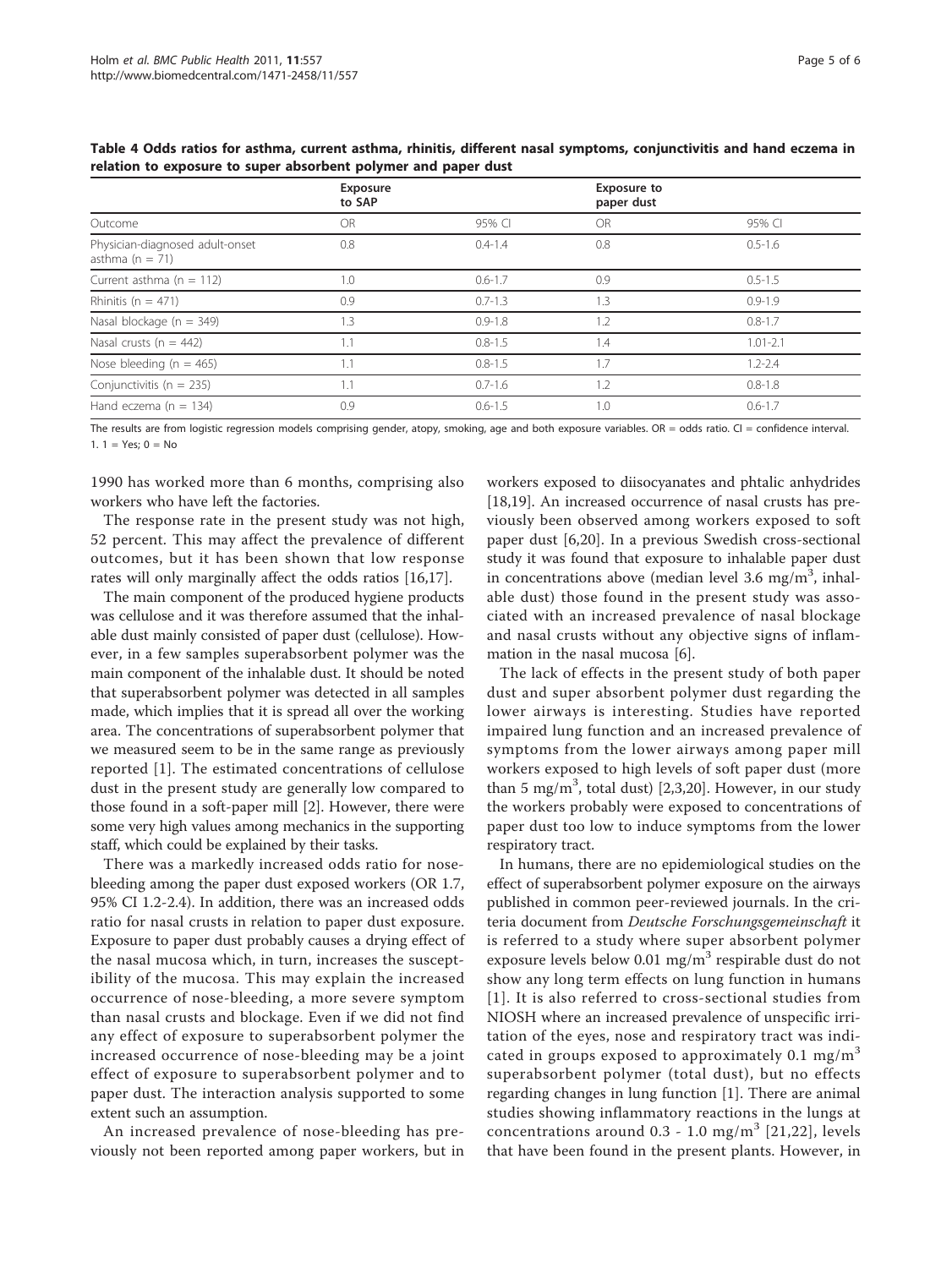**Table 4 Odds ratios for asthma, current asthma, rhinitis, different nasal symptoms, conjunctivitis and hand eczema in relation to exposure to super absorbent polymer and paper dust**

| | Exposure to SAP | | Exposure to paper dust | |
|---|---|---|---|---|
| Outcome | OR | 95% CI | OR | 95% CI |
| Physician-diagnosed adult-onset asthma (n = 71) | 0.8 | 0.4-1.4 | 0.8 | 0.5-1.6 |
| Current asthma (n = 112) | 1.0 | 0.6-1.7 | 0.9 | 0.5-1.5 |
| Rhinitis (n = 471) | 0.9 | 0.7-1.3 | 1.3 | 0.9-1.9 |
| Nasal blockage (n = 349) | 1.3 | 0.9-1.8 | 1.2 | 0.8-1.7 |
| Nasal crusts (n = 442) | 1.1 | 0.8-1.5 | 1.4 | 1.01-2.1 |
| Nose bleeding (n = 465) | 1.1 | 0.8-1.5 | 1.7 | 1.2-2.4 |
| Conjunctivitis (n = 235) | 1.1 | 0.7-1.6 | 1.2 | 0.8-1.8 |
| Hand eczema (n = 134) | 0.9 | 0.6-1.5 | 1.0 | 0.6-1.7 |

The results are from logistic regression models comprising gender, atopy, smoking, age and both exposure variables. OR = odds ratio. CI = confidence interval.
1. 1 = Yes; 0 = No

1990 has worked more than 6 months, comprising also workers who have left the factories.

The response rate in the present study was not high, 52 percent. This may affect the prevalence of different outcomes, but it has been shown that low response rates will only marginally affect the odds ratios [16,17].

The main component of the produced hygiene products was cellulose and it was therefore assumed that the inhalable dust mainly consisted of paper dust (cellulose). However, in a few samples superabsorbent polymer was the main component of the inhalable dust. It should be noted that superabsorbent polymer was detected in all samples made, which implies that it is spread all over the working area. The concentrations of superabsorbent polymer that we measured seem to be in the same range as previously reported [1]. The estimated concentrations of cellulose dust in the present study are generally low compared to those found in a soft-paper mill [2]. However, there were some very high values among mechanics in the supporting staff, which could be explained by their tasks.

There was a markedly increased odds ratio for nose-bleeding among the paper dust exposed workers (OR 1.7, 95% CI 1.2-2.4). In addition, there was an increased odds ratio for nasal crusts in relation to paper dust exposure. Exposure to paper dust probably causes a drying effect of the nasal mucosa which, in turn, increases the susceptibility of the mucosa. This may explain the increased occurrence of nose-bleeding, a more severe symptom than nasal crusts and blockage. Even if we did not find any effect of exposure to superabsorbent polymer the increased occurrence of nose-bleeding may be a joint effect of exposure to superabsorbent polymer and to paper dust. The interaction analysis supported to some extent such an assumption.

An increased prevalence of nose-bleeding has previously not been reported among paper workers, but in workers exposed to diisocyanates and phtalic anhydrides [18,19]. An increased occurrence of nasal crusts has previously been observed among workers exposed to soft paper dust [6,20]. In a previous Swedish cross-sectional study it was found that exposure to inhalable paper dust in concentrations above (median level 3.6 $mg/m^3$, inhalable dust) those found in the present study was associated with an increased prevalence of nasal blockage and nasal crusts without any objective signs of inflammation in the nasal mucosa [6].

The lack of effects in the present study of both paper dust and super absorbent polymer dust regarding the lower airways is interesting. Studies have reported impaired lung function and an increased prevalence of symptoms from the lower airways among paper mill workers exposed to high levels of soft paper dust (more than 5 $mg/m^3$, total dust) [2,3,20]. However, in our study the workers probably were exposed to concentrations of paper dust too low to induce symptoms from the lower respiratory tract.

In humans, there are no epidemiological studies on the effect of superabsorbent polymer exposure on the airways published in common peer-reviewed journals. In the criteria document from *Deutsche Forschungsgemeinschaft* it is referred to a study where super absorbent polymer exposure levels below 0.01 $mg/m^3$ respirable dust do not show any long term effects on lung function in humans [1]. It is also referred to cross-sectional studies from NIOSH where an increased prevalence of unspecific irritation of the eyes, nose and respiratory tract was indicated in groups exposed to approximately 0.1 $mg/m^3$ superabsorbent polymer (total dust), but no effects regarding changes in lung function [1]. There are animal studies showing inflammatory reactions in the lungs at concentrations around 0.3 - 1.0 $mg/m^3$ [21,22], levels that have been found in the present plants. However, in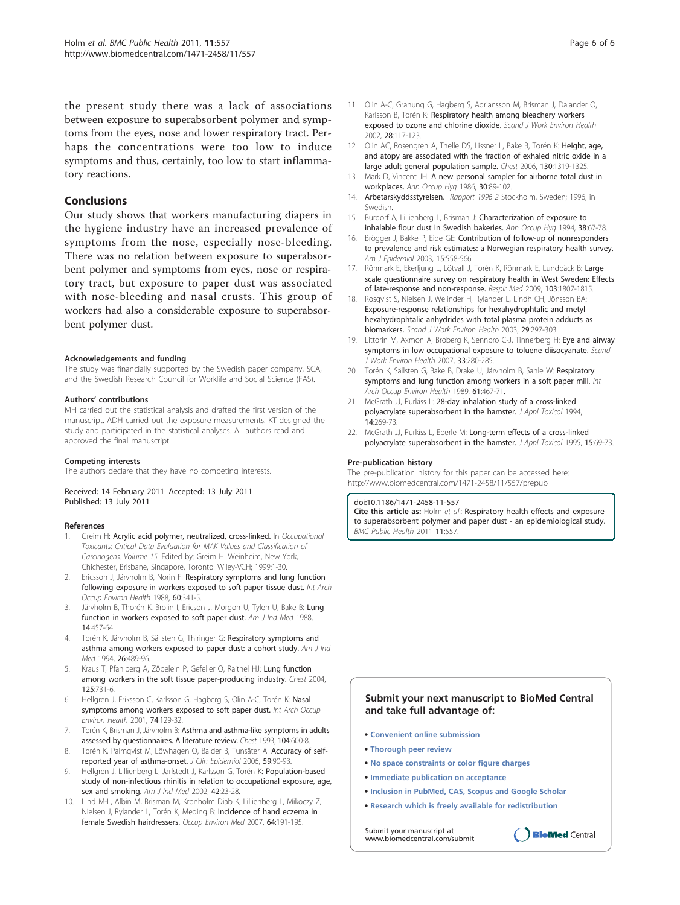the present study there was a lack of associations between exposure to superabsorbent polymer and symptoms from the eyes, nose and lower respiratory tract. Perhaps the concentrations were too low to induce symptoms and thus, certainly, too low to start inflammatory reactions.

## Conclusions

Our study shows that workers manufacturing diapers in the hygiene industry have an increased prevalence of symptoms from the nose, especially nose-bleeding. There was no relation between exposure to superabsorbent polymer and symptoms from eyes, nose or respiratory tract, but exposure to paper dust was associated with nose-bleeding and nasal crusts. This group of workers had also a considerable exposure to superabsorbent polymer dust.

#### Acknowledgements and funding

The study was financially supported by the Swedish paper company, SCA, and the Swedish Research Council for Worklife and Social Science (FAS).

#### Authors' contributions

MH carried out the statistical analysis and drafted the first version of the manuscript. ADH carried out the exposure measurements. KT designed the study and participated in the statistical analyses. All authors read and approved the final manuscript.

#### Competing interests

The authors declare that they have no competing interests.

Received: 14 February 2011 Accepted: 13 July 2011
Published: 13 July 2011

#### References

1. Greim H: **Acrylic acid polymer, neutralized, cross-linked.** In *Occupational Toxicants: Critical Data Evaluation for MAK Values and Classification of Carcinogens. Volume 15.* Edited by: Greim H. Weinheim, New York, Chichester, Brisbane, Singapore, Toronto: Wiley-VCH; 1999:1-30.
2. Ericsson J, Järvholm B, Norin F: **Respiratory symptoms and lung function following exposure in workers exposed to soft paper tissue dust.** *Int Arch Occup Environ Health* 1988, **60**:341-5.
3. Järvholm B, Thorén K, Brolin I, Ericson J, Morgon U, Tylen U, Bake B: **Lung function in workers exposed to soft paper dust.** *Am J Ind Med* 1988, **14**:457-64.
4. Torén K, Järvholm B, Sällsten G, Thiringer G: **Respiratory symptoms and asthma among workers exposed to paper dust: a cohort study.** *Am J Ind Med* 1994, **26**:489-96.
5. Kraus T, Pfahlberg A, Zöbelein P, Gefeller O, Raithel HJ: **Lung function among workers in the soft tissue paper-producing industry.** *Chest* 2004, **125**:731-6.
6. Hellgren J, Eriksson C, Karlsson G, Hagberg S, Olin A-C, Torén K: **Nasal symptoms among workers exposed to soft paper dust.** *Int Arch Occup Environ Health* 2001, **74**:129-32.
7. Torén K, Brisman J, Järvholm B: **Asthma and asthma-like symptoms in adults assessed by questionnaires. A literature review.** *Chest* 1993, **104**:600-8.
8. Torén K, Palmqvist M, Löwhagen O, Balder B, Tunsäter A: **Accuracy of self-reported year of asthma-onset.** *J Clin Epidemiol* 2006, **59**:90-93.
9. Hellgren J, Lillienberg L, Jarlstedt J, Karlsson G, Torén K: **Population-based study of non-infectious rhinitis in relation to occupational exposure, age, sex and smoking.** *Am J Ind Med* 2002, **42**:23-28.
10. Lind M-L, Albin M, Brisman M, Kronholm Diab K, Lillienberg L, Mikoczy Z, Nielsen J, Rylander L, Torén K, Meding B: **Incidence of hand eczema in female Swedish hairdressers.** *Occup Environ Med* 2007, **64**:191-195.
11. Olin A-C, Granung G, Hagberg S, Adriansson M, Brisman J, Dalander O, Karlsson B, Torén K: **Respiratory health among bleachery workers exposed to ozone and chlorine dioxide.** *Scand J Work Environ Health* 2002, **28**:117-123.
12. Olin AC, Rosengren A, Thelle DS, Lissner L, Bake B, Torén K: **Height, age, and atopy are associated with the fraction of exhaled nitric oxide in a large adult general population sample.** *Chest* 2006, **130**:1319-1325.
13. Mark D, Vincent JH: **A new personal sampler for airborne total dust in workplaces.** *Ann Occup Hyg* 1986, **30**:89-102.
14. **Arbetarskyddsstyrelsen.** *Rapport 1996 2* Stockholm, Sweden; 1996, in Swedish.
15. Burdorf A, Lillienberg L, Brisman J: **Characterization of exposure to inhalable flour dust in Swedish bakeries.** *Ann Occup Hyg* 1994, **38**:67-78.
16. Brögger J, Bakke P, Eide GE: **Contribution of follow-up of nonresponders to prevalence and risk estimates: a Norwegian respiratory health survey.** *Am J Epidemiol* 2003, **15**:558-566.
17. Rönmark E, Ekerljung L, Lötvall J, Torén K, Rönmark E, Lundbäck B: **Large scale questionnaire survey on respiratory health in West Sweden: Effects of late-response and non-response.** *Respir Med* 2009, **103**:1807-1815.
18. Rosqvist S, Nielsen J, Welinder H, Rylander L, Lindh CH, Jönsson BA: **Exposure-response relationships for hexahydrophtalic and metyl hexahydrophtalic anhydrides with total plasma protein adducts as biomarkers.** *Scand J Work Environ Health* 2003, **29**:297-303.
19. Littorin M, Axmon A, Broberg K, Sennbro C-J, Tinnerberg H: **Eye and airway symptoms in low occupational exposure to toluene diisocyanate.** *Scand J Work Environ Health* 2007, **33**:280-285.
20. Torén K, Sällsten G, Bake B, Drake U, Järvholm B, Sahle W: **Respiratory symptoms and lung function among workers in a soft paper mill.** *Int Arch Occup Environ Health* 1989, **61**:467-71.
21. McGrath JJ, Purkiss L: **28-day inhalation study of a cross-linked polyacrylate superabsorbent in the hamster.** *J Appl Toxicol* 1994, **14**:269-73.
22. McGrath JJ, Purkiss L, Eberle M: **Long-term effects of a cross-linked polyacrylate superabsorbent in the hamster.** *J Appl Toxicol* 1995, **15**:69-73.

#### Pre-publication history

The pre-publication history for this paper can be accessed here:
http://www.biomedcentral.com/1471-2458/11/557/prepub

doi:10.1186/1471-2458-11-557
**Cite this article as:** Holm *et al.*: Respiratory health effects and exposure to superabsorbent polymer and paper dust - an epidemiological study. *BMC Public Health* 2011 **11**:557.

**Submit your next manuscript to BioMed Central and take full advantage of:**

- Convenient online submission
- Thorough peer review
- No space constraints or color figure charges
- Immediate publication on acceptance
- Inclusion in PubMed, CAS, Scopus and Google Scholar
- Research which is freely available for redistribution

Submit your manuscript at
www.biomedcentral.com/submit

BioMed Central